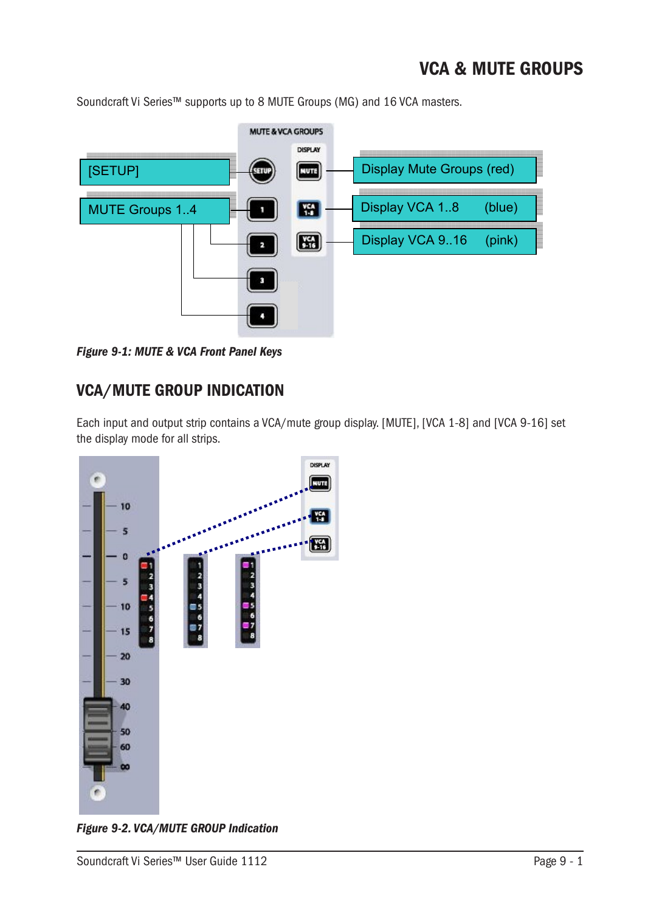# VCA & MUTE GROUPS

Soundcraft Vi Series™ supports up to 8 MUTE Groups (MG) and 16 VCA masters.

*Figure 9-1: MUTE & VCA Front Panel Keys*

## VCA/MUTE GROUP INDICATION

Each input and output strip contains a VCA/mute group display. [MUTE], [VCA 1-8] and [VCA 9-16] set the display mode for all strips.

*Figure 9-2. VCA/MUTE GROUP Indication*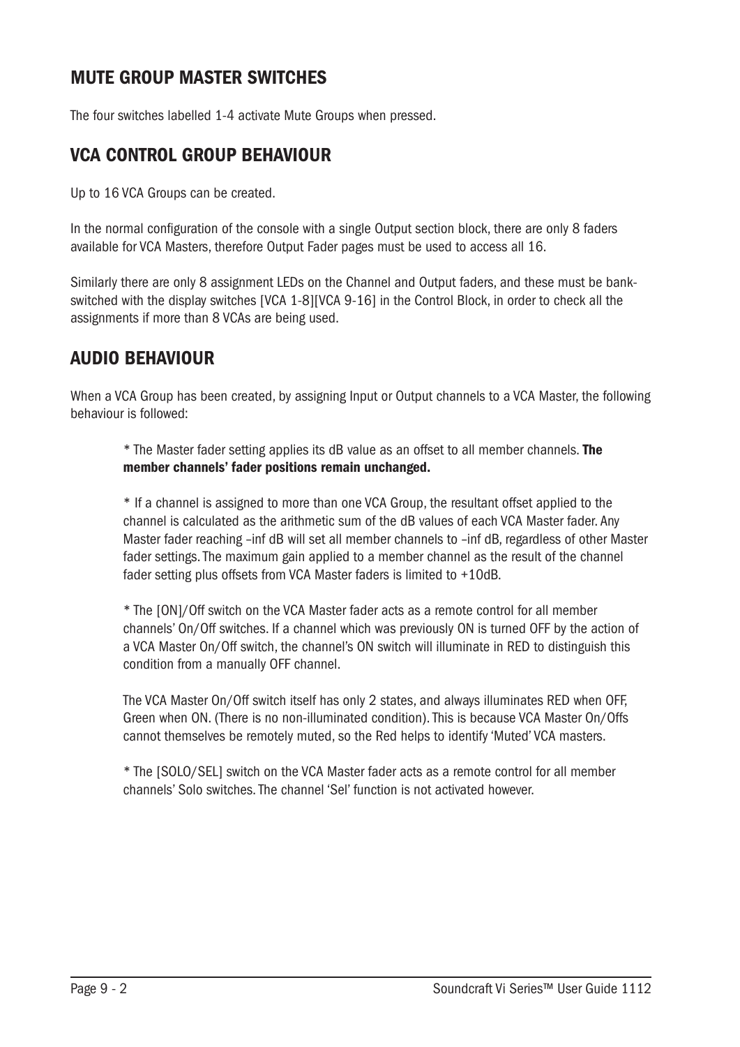## MUTE GROUP MASTER SWITCHES

The four switches labelled 1-4 activate Mute Groups when pressed.

## VCA CONTROL GROUP BEHAVIOUR

Up to 16 VCA Groups can be created.

In the normal configuration of the console with a single Output section block, there are only 8 faders available for VCA Masters, therefore Output Fader pages must be used to access all 16.

Similarly there are only 8 assignment LEDs on the Channel and Output faders, and these must be bank-switched with the display switches [VCA 1-8][VCA 9-16] in the Control Block, in order to check all the assignments if more than 8 VCAs are being used.

## AUDIO BEHAVIOUR

When a VCA Group has been created, by assigning Input or Output channels to a VCA Master, the following behaviour is followed:

* The Master fader setting applies its dB value as an offset to all member channels. **The member channels' fader positions remain unchanged.**

* If a channel is assigned to more than one VCA Group, the resultant offset applied to the channel is calculated as the arithmetic sum of the dB values of each VCA Master fader. Any Master fader reaching –inf dB will set all member channels to –inf dB, regardless of other Master fader settings. The maximum gain applied to a member channel as the result of the channel fader setting plus offsets from VCA Master faders is limited to +10dB.

* The [ON]/Off switch on the VCA Master fader acts as a remote control for all member channels' On/Off switches. If a channel which was previously ON is turned OFF by the action of a VCA Master On/Off switch, the channel's ON switch will illuminate in RED to distinguish this condition from a manually OFF channel.

The VCA Master On/Off switch itself has only 2 states, and always illuminates RED when OFF, Green when ON. (There is no non-illuminated condition). This is because VCA Master On/Offs cannot themselves be remotely muted, so the Red helps to identify 'Muted' VCA masters.

* The [SOLO/SEL] switch on the VCA Master fader acts as a remote control for all member channels' Solo switches. The channel 'Sel' function is not activated however.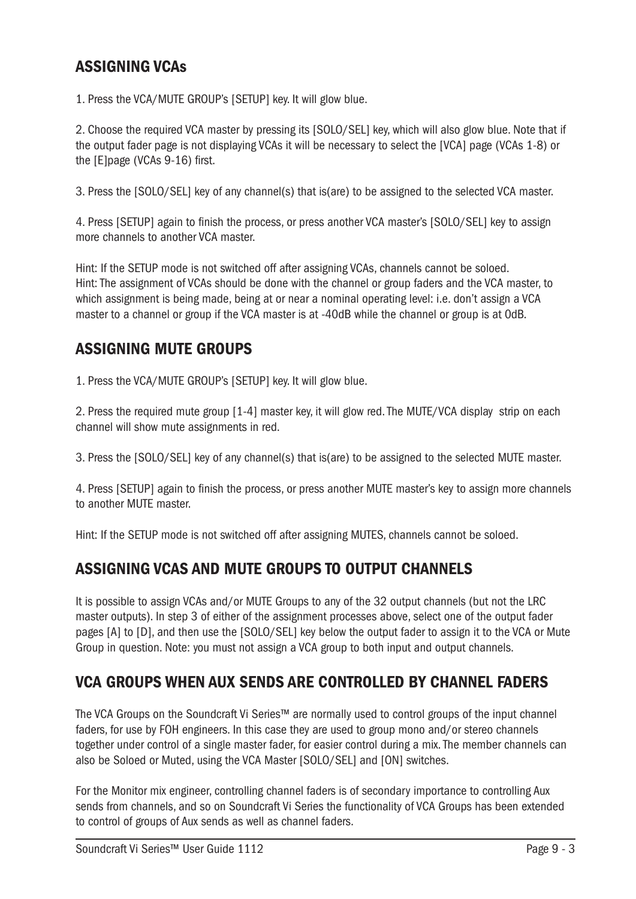## ASSIGNING VCAs

1. Press the VCA/MUTE GROUP's [SETUP] key. It will glow blue.

2. Choose the required VCA master by pressing its [SOLO/SEL] key, which will also glow blue. Note that if the output fader page is not displaying VCAs it will be necessary to select the [VCA] page (VCAs 1-8) or the [E]page (VCAs 9-16) first.

3. Press the [SOLO/SEL] key of any channel(s) that is(are) to be assigned to the selected VCA master.

4. Press [SETUP] again to finish the process, or press another VCA master's [SOLO/SEL] key to assign more channels to another VCA master.

Hint: If the SETUP mode is not switched off after assigning VCAs, channels cannot be soloed.
Hint: The assignment of VCAs should be done with the channel or group faders and the VCA master, to which assignment is being made, being at or near a nominal operating level: i.e. don't assign a VCA master to a channel or group if the VCA master is at -40dB while the channel or group is at 0dB.

## ASSIGNING MUTE GROUPS

1. Press the VCA/MUTE GROUP's [SETUP] key. It will glow blue.

2. Press the required mute group [1-4] master key, it will glow red. The MUTE/VCA display strip on each channel will show mute assignments in red.

3. Press the [SOLO/SEL] key of any channel(s) that is(are) to be assigned to the selected MUTE master.

4. Press [SETUP] again to finish the process, or press another MUTE master's key to assign more channels to another MUTE master.

Hint: If the SETUP mode is not switched off after assigning MUTES, channels cannot be soloed.

## ASSIGNING VCAS AND MUTE GROUPS TO OUTPUT CHANNELS

It is possible to assign VCAs and/or MUTE Groups to any of the 32 output channels (but not the LRC master outputs). In step 3 of either of the assignment processes above, select one of the output fader pages [A] to [D], and then use the [SOLO/SEL] key below the output fader to assign it to the VCA or Mute Group in question. Note: you must not assign a VCA group to both input and output channels.

## VCA GROUPS WHEN AUX SENDS ARE CONTROLLED BY CHANNEL FADERS

The VCA Groups on the Soundcraft Vi Series™ are normally used to control groups of the input channel faders, for use by FOH engineers. In this case they are used to group mono and/or stereo channels together under control of a single master fader, for easier control during a mix. The member channels can also be Soloed or Muted, using the VCA Master [SOLO/SEL] and [ON] switches.

For the Monitor mix engineer, controlling channel faders is of secondary importance to controlling Aux sends from channels, and so on Soundcraft Vi Series the functionality of VCA Groups has been extended to control of groups of Aux sends as well as channel faders.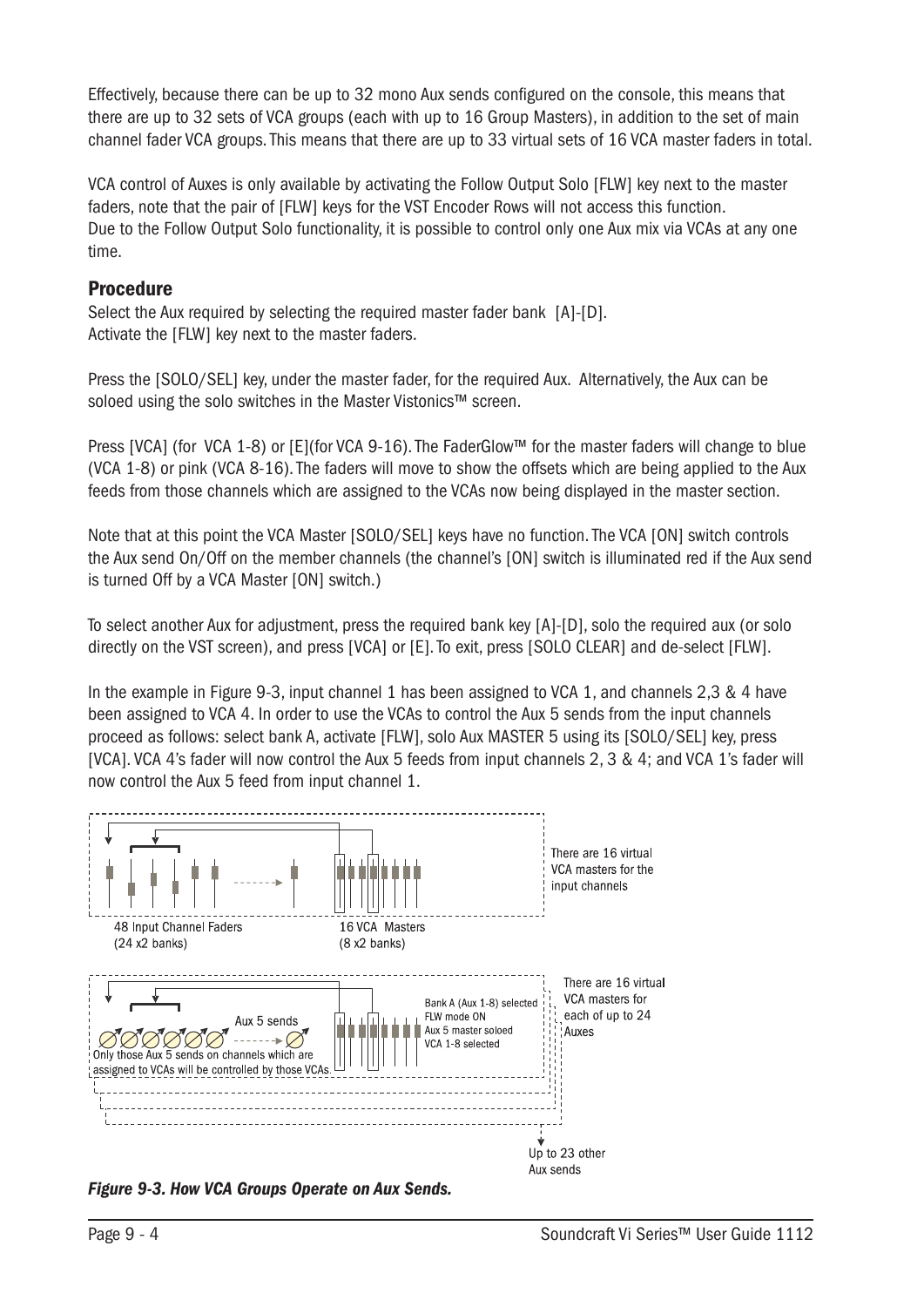Effectively, because there can be up to 32 mono Aux sends configured on the console, this means that there are up to 32 sets of VCA groups (each with up to 16 Group Masters), in addition to the set of main channel fader VCA groups. This means that there are up to 33 virtual sets of 16 VCA master faders in total.

VCA control of Auxes is only available by activating the Follow Output Solo [FLW] key next to the master faders, note that the pair of [FLW] keys for the VST Encoder Rows will not access this function.
Due to the Follow Output Solo functionality, it is possible to control only one Aux mix via VCAs at any one time.

## Procedure

Select the Aux required by selecting the required master fader bank [A]-[D].
Activate the [FLW] key next to the master faders.

Press the [SOLO/SEL] key, under the master fader, for the required Aux. Alternatively, the Aux can be soloed using the solo switches in the Master Vistonics™ screen.

Press [VCA] (for VCA 1-8) or [E](for VCA 9-16). The FaderGlow™ for the master faders will change to blue (VCA 1-8) or pink (VCA 8-16). The faders will move to show the offsets which are being applied to the Aux feeds from those channels which are assigned to the VCAs now being displayed in the master section.

Note that at this point the VCA Master [SOLO/SEL] keys have no function. The VCA [ON] switch controls the Aux send On/Off on the member channels (the channel's [ON] switch is illuminated red if the Aux send is turned Off by a VCA Master [ON] switch.)

To select another Aux for adjustment, press the required bank key [A]-[D], solo the required aux (or solo directly on the VST screen), and press [VCA] or [E]. To exit, press [SOLO CLEAR] and de-select [FLW].

In the example in Figure 9-3, input channel 1 has been assigned to VCA 1, and channels 2,3 & 4 have been assigned to VCA 4. In order to use the VCAs to control the Aux 5 sends from the input channels proceed as follows: select bank A, activate [FLW], solo Aux MASTER 5 using its [SOLO/SEL] key, press [VCA]. VCA 4's fader will now control the Aux 5 feeds from input channels 2, 3 & 4; and VCA 1's fader will now control the Aux 5 feed from input channel 1.

48 Input Channel Faders
(24 x2 banks)

16 VCA Masters
(8 x2 banks)

There are 16 virtual VCA masters for the input channels

Aux 5 sends

Only those Aux 5 sends on channels which are assigned to VCAs will be controlled by those VCAs.

Bank A (Aux 1-8) selected
FLW mode ON
Aux 5 master soloed
VCA 1-8 selected

There are 16 virtual VCA masters for each of up to 24 Auxes

Up to 23 other Aux sends

*Figure 9-3. How VCA Groups Operate on Aux Sends.*